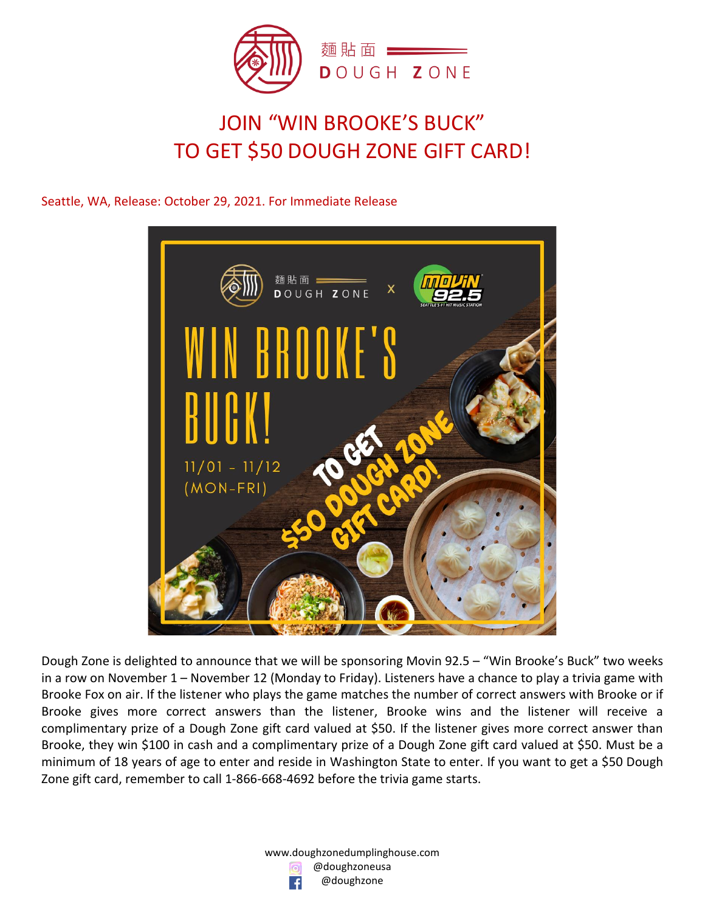麵貼面 DOUGH ZONE

# JOIN "WIN BROOKE'S BUCK" TO GET $50 DOUGH ZONE GIFT CARD!

Seattle, WA, Release: October 29, 2021. For Immediate Release

Dough Zone is delighted to announce that we will be sponsoring Movin 92.5 – "Win Brooke's Buck" two weeks in a row on November 1 – November 12 (Monday to Friday). Listeners have a chance to play a trivia game with Brooke Fox on air. If the listener who plays the game matches the number of correct answers with Brooke or if Brooke gives more correct answers than the listener, Brooke wins and the listener will receive a complimentary prize of a Dough Zone gift card valued at $50. If the listener gives more correct answer than Brooke, they win $100 in cash and a complimentary prize of a Dough Zone gift card valued at $50. Must be a minimum of 18 years of age to enter and reside in Washington State to enter. If you want to get a $50 Dough Zone gift card, remember to call 1-866-668-4692 before the trivia game starts.

www.doughzonedumplinghouse.com
@doughzoneusa
@doughzone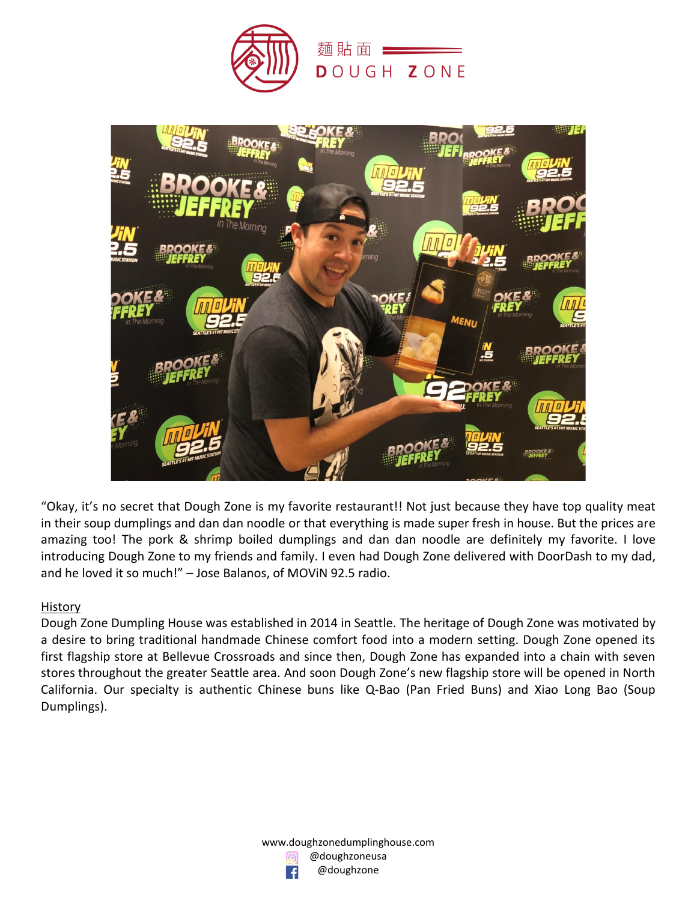麵貼面 DOUGH ZONE

"Okay, it's no secret that Dough Zone is my favorite restaurant!! Not just because they have top quality meat in their soup dumplings and dan dan noodle or that everything is made super fresh in house. But the prices are amazing too! The pork & shrimp boiled dumplings and dan dan noodle are definitely my favorite. I love introducing Dough Zone to my friends and family. I even had Dough Zone delivered with DoorDash to my dad, and he loved it so much!" – Jose Balanos, of MOViN 92.5 radio.

## History

Dough Zone Dumpling House was established in 2014 in Seattle. The heritage of Dough Zone was motivated by a desire to bring traditional handmade Chinese comfort food into a modern setting. Dough Zone opened its first flagship store at Bellevue Crossroads and since then, Dough Zone has expanded into a chain with seven stores throughout the greater Seattle area. And soon Dough Zone's new flagship store will be opened in North California. Our specialty is authentic Chinese buns like Q-Bao (Pan Fried Buns) and Xiao Long Bao (Soup Dumplings).

www.doughzonedumplinghouse.com

@doughzoneusa

@doughzone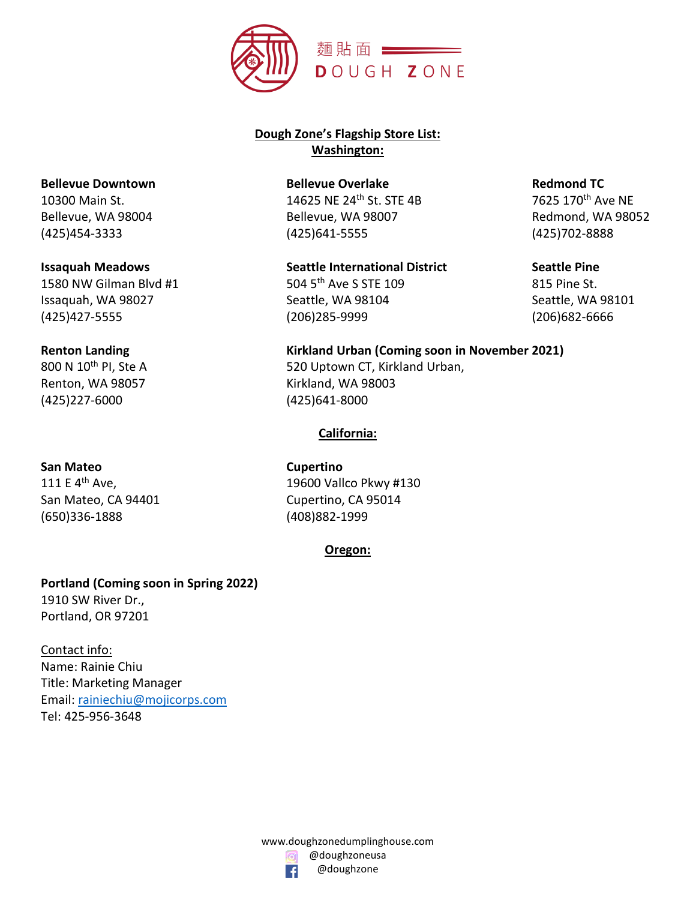麵貼面 DOUGH ZONE

## Dough Zone's Flagship Store List:

### Washington:

**Bellevue Downtown**
10300 Main St.
Bellevue, WA 98004
(425)454-3333

**Bellevue Overlake**
14625 NE 24th St. STE 4B
Bellevue, WA 98007
(425)641-5555

**Redmond TC**
7625 170th Ave NE
Redmond, WA 98052
(425)702-8888

**Issaquah Meadows**
1580 NW Gilman Blvd #1
Issaquah, WA 98027
(425)427-5555

**Seattle International District**
504 5th Ave S STE 109
Seattle, WA 98104
(206)285-9999

**Seattle Pine**
815 Pine St.
Seattle, WA 98101
(206)682-6666

**Renton Landing**
800 N 10th Pl, Ste A
Renton, WA 98057
(425)227-6000

**Kirkland Urban (Coming soon in November 2021)**
520 Uptown CT, Kirkland Urban,
Kirkland, WA 98003
(425)641-8000

### California:

**San Mateo**
111 E 4th Ave,
San Mateo, CA 94401
(650)336-1888

**Cupertino**
19600 Vallco Pkwy #130
Cupertino, CA 95014
(408)882-1999

### Oregon:

**Portland (Coming soon in Spring 2022)**
1910 SW River Dr.,
Portland, OR 97201

Contact info:
Name: Rainie Chiu
Title: Marketing Manager
Email: rainiechiu@mojicorps.com
Tel: 425-956-3648

www.doughzonedumplinghouse.com
@doughzoneusa
@doughzone